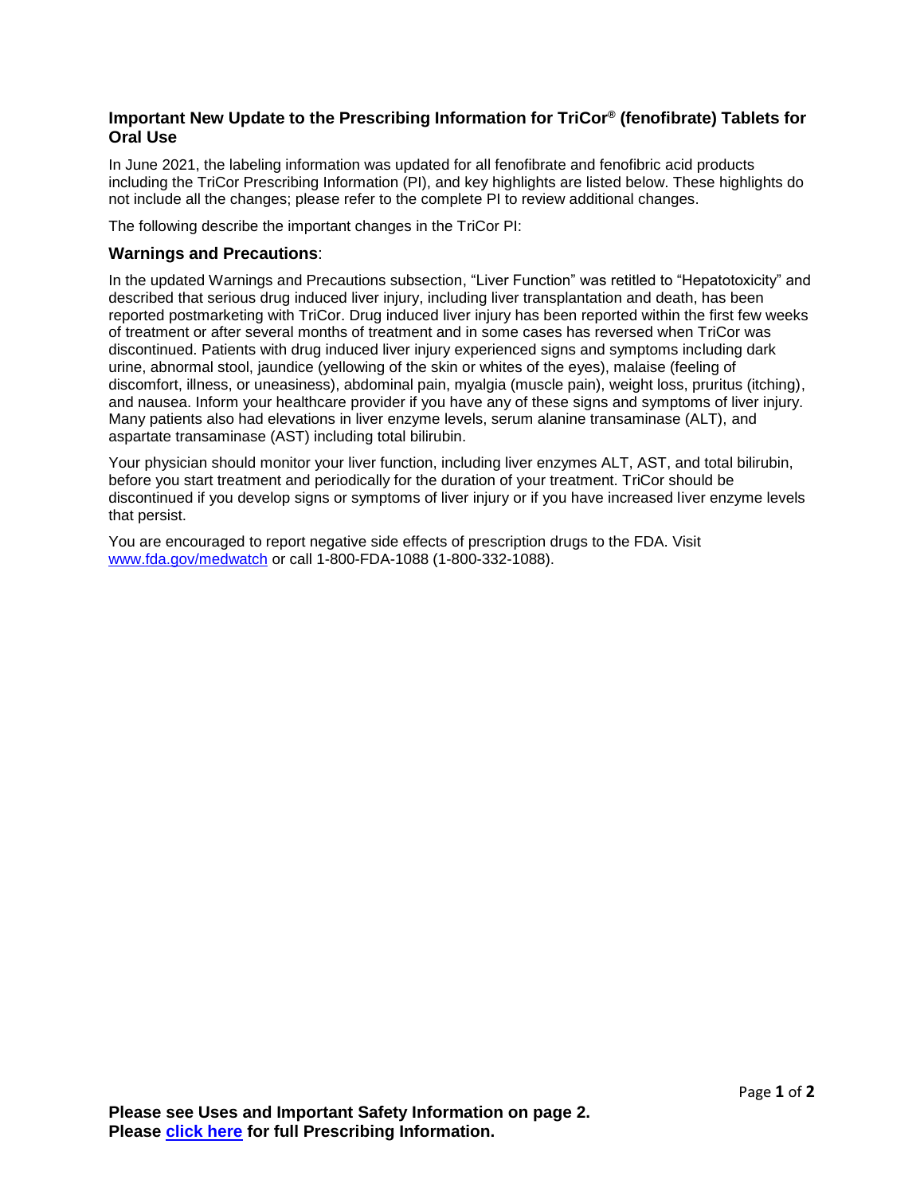## Important New Update to the Prescribing Information for TriCor® (fenofibrate) Tablets for Oral Use

In June 2021, the labeling information was updated for all fenofibrate and fenofibric acid products including the TriCor Prescribing Information (PI), and key highlights are listed below. These highlights do not include all the changes; please refer to the complete PI to review additional changes.

The following describe the important changes in the TriCor PI:

### Warnings and Precautions:

In the updated Warnings and Precautions subsection, "Liver Function" was retitled to "Hepatotoxicity" and described that serious drug induced liver injury, including liver transplantation and death, has been reported postmarketing with TriCor. Drug induced liver injury has been reported within the first few weeks of treatment or after several months of treatment and in some cases has reversed when TriCor was discontinued. Patients with drug induced liver injury experienced signs and symptoms including dark urine, abnormal stool, jaundice (yellowing of the skin or whites of the eyes), malaise (feeling of discomfort, illness, or uneasiness), abdominal pain, myalgia (muscle pain), weight loss, pruritus (itching), and nausea. Inform your healthcare provider if you have any of these signs and symptoms of liver injury. Many patients also had elevations in liver enzyme levels, serum alanine transaminase (ALT), and aspartate transaminase (AST) including total bilirubin.

Your physician should monitor your liver function, including liver enzymes ALT, AST, and total bilirubin, before you start treatment and periodically for the duration of your treatment. TriCor should be discontinued if you develop signs or symptoms of liver injury or if you have increased liver enzyme levels that persist.

You are encouraged to report negative side effects of prescription drugs to the FDA. Visit [www.fda.gov/medwatch](www.fda.gov/medwatch) or call 1-800-FDA-1088 (1-800-332-1088).

**Please see Uses and Important Safety Information on page 2.**
**Please [click here] for full Prescribing Information.**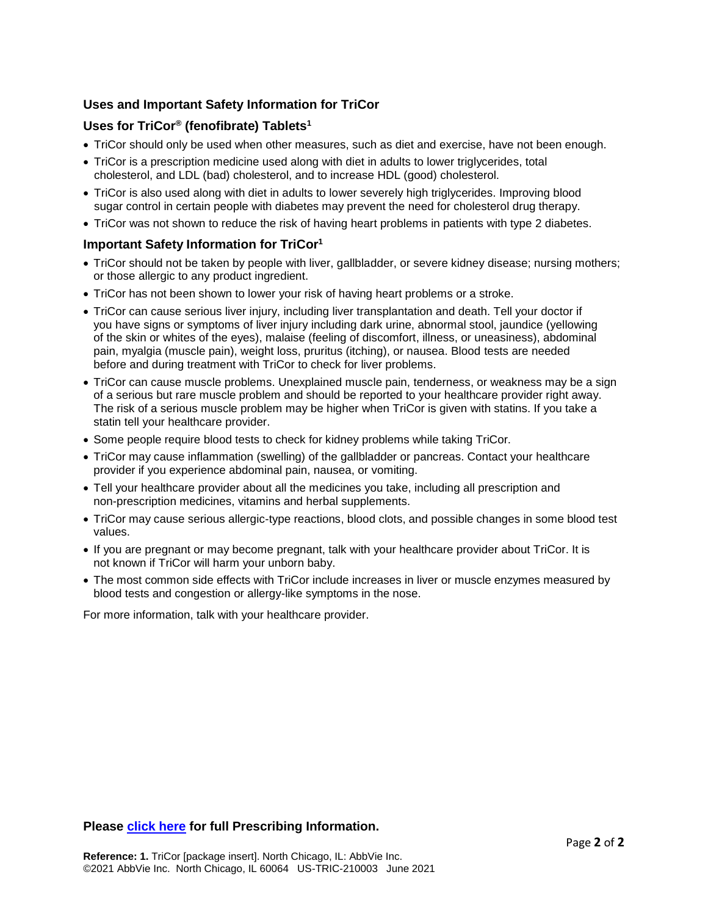## Uses and Important Safety Information for TriCor

### Uses for TriCor® (fenofibrate) Tablets[1]

- TriCor should only be used when other measures, such as diet and exercise, have not been enough.
- TriCor is a prescription medicine used along with diet in adults to lower triglycerides, total cholesterol, and LDL (bad) cholesterol, and to increase HDL (good) cholesterol.
- TriCor is also used along with diet in adults to lower severely high triglycerides. Improving blood sugar control in certain people with diabetes may prevent the need for cholesterol drug therapy.
- TriCor was not shown to reduce the risk of having heart problems in patients with type 2 diabetes.

### Important Safety Information for TriCor[1]

- TriCor should not be taken by people with liver, gallbladder, or severe kidney disease; nursing mothers; or those allergic to any product ingredient.
- TriCor has not been shown to lower your risk of having heart problems or a stroke.
- TriCor can cause serious liver injury, including liver transplantation and death. Tell your doctor if you have signs or symptoms of liver injury including dark urine, abnormal stool, jaundice (yellowing of the skin or whites of the eyes), malaise (feeling of discomfort, illness, or uneasiness), abdominal pain, myalgia (muscle pain), weight loss, pruritus (itching), or nausea. Blood tests are needed before and during treatment with TriCor to check for liver problems.
- TriCor can cause muscle problems. Unexplained muscle pain, tenderness, or weakness may be a sign of a serious but rare muscle problem and should be reported to your healthcare provider right away. The risk of a serious muscle problem may be higher when TriCor is given with statins. If you take a statin tell your healthcare provider.
- Some people require blood tests to check for kidney problems while taking TriCor.
- TriCor may cause inflammation (swelling) of the gallbladder or pancreas. Contact your healthcare provider if you experience abdominal pain, nausea, or vomiting.
- Tell your healthcare provider about all the medicines you take, including all prescription and non-prescription medicines, vitamins and herbal supplements.
- TriCor may cause serious allergic-type reactions, blood clots, and possible changes in some blood test values.
- If you are pregnant or may become pregnant, talk with your healthcare provider about TriCor. It is not known if TriCor will harm your unborn baby.
- The most common side effects with TriCor include increases in liver or muscle enzymes measured by blood tests and congestion or allergy-like symptoms in the nose.

For more information, talk with your healthcare provider.

**Please click here for full Prescribing Information.**

**Reference: 1.** TriCor [package insert]. North Chicago, IL: AbbVie Inc.
©2021 AbbVie Inc. North Chicago, IL 60064 US-TRIC-210003 June 2021